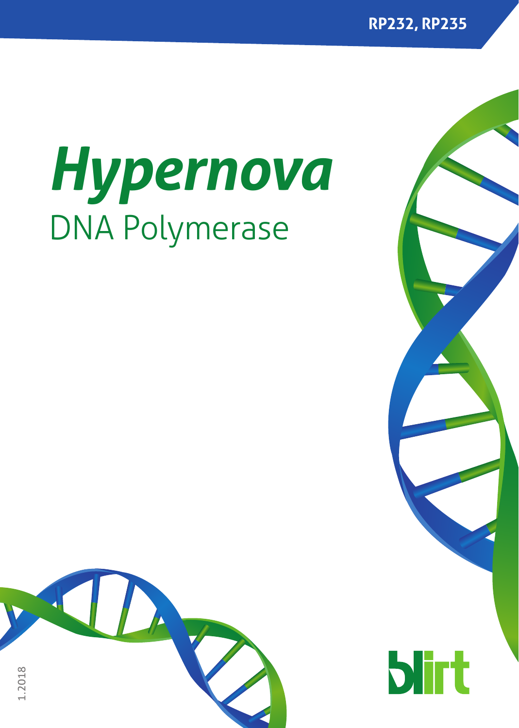RP232, RP235

# *Hypernova*

## DNA Polymerase

1.2018

blirt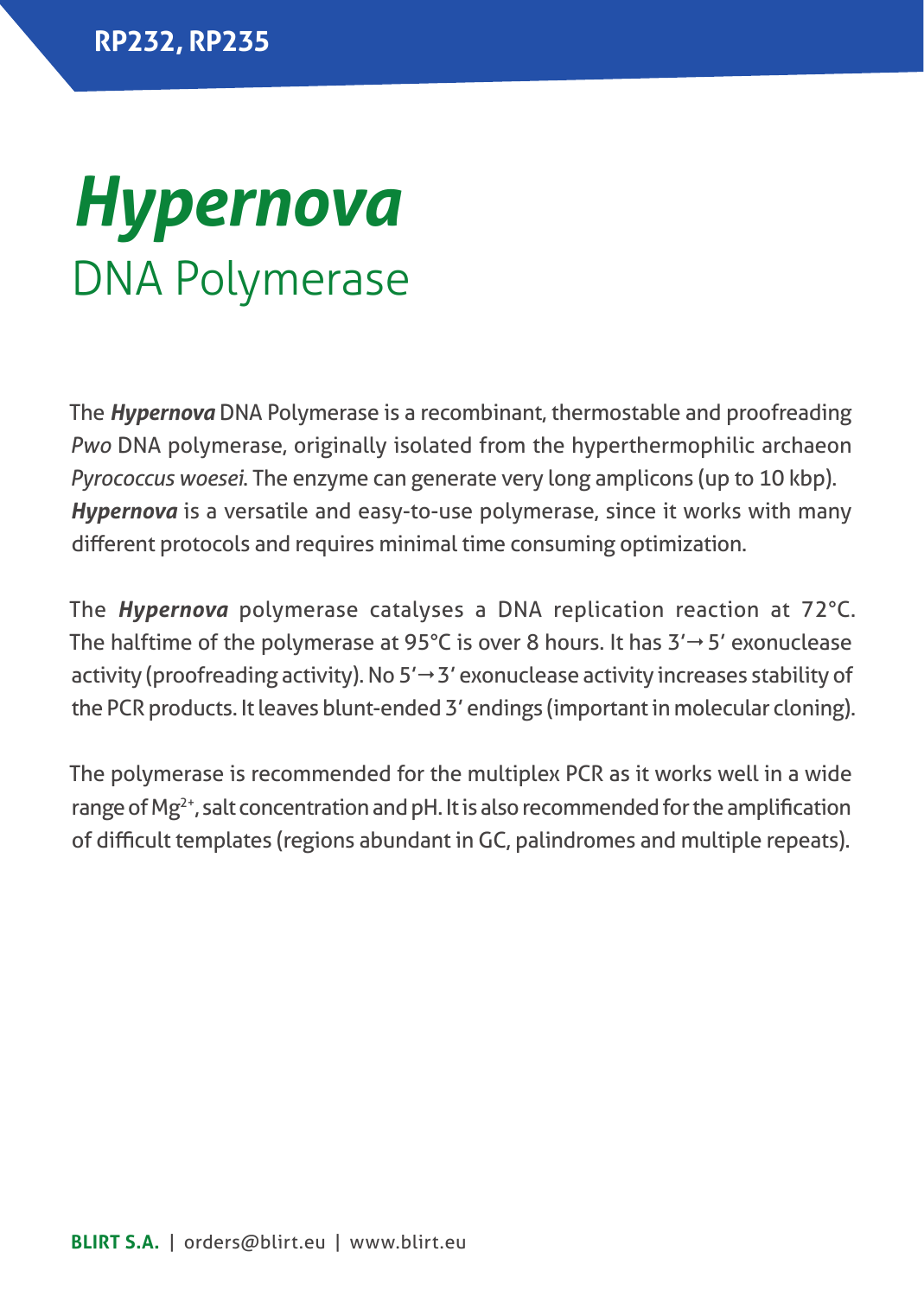RP232, RP235

# *Hypernova*
## DNA Polymerase

The ***Hypernova*** DNA Polymerase is a recombinant, thermostable and proofreading *Pwo* DNA polymerase, originally isolated from the hyperthermophilic archaeon *Pyrococcus woesei*. The enzyme can generate very long amplicons (up to 10 kbp). ***Hypernova*** is a versatile and easy-to-use polymerase, since it works with many different protocols and requires minimal time consuming optimization.

The ***Hypernova*** polymerase catalyses a DNA replication reaction at 72°C. The halftime of the polymerase at 95°C is over 8 hours. It has 3'→5' exonuclease activity (proofreading activity). No 5'→3' exonuclease activity increases stability of the PCR products. It leaves blunt-ended 3' endings (important in molecular cloning).

The polymerase is recommended for the multiplex PCR as it works well in a wide range of $Mg^{2+}$, salt concentration and pH. It is also recommended for the amplification of difficult templates (regions abundant in GC, palindromes and multiple repeats).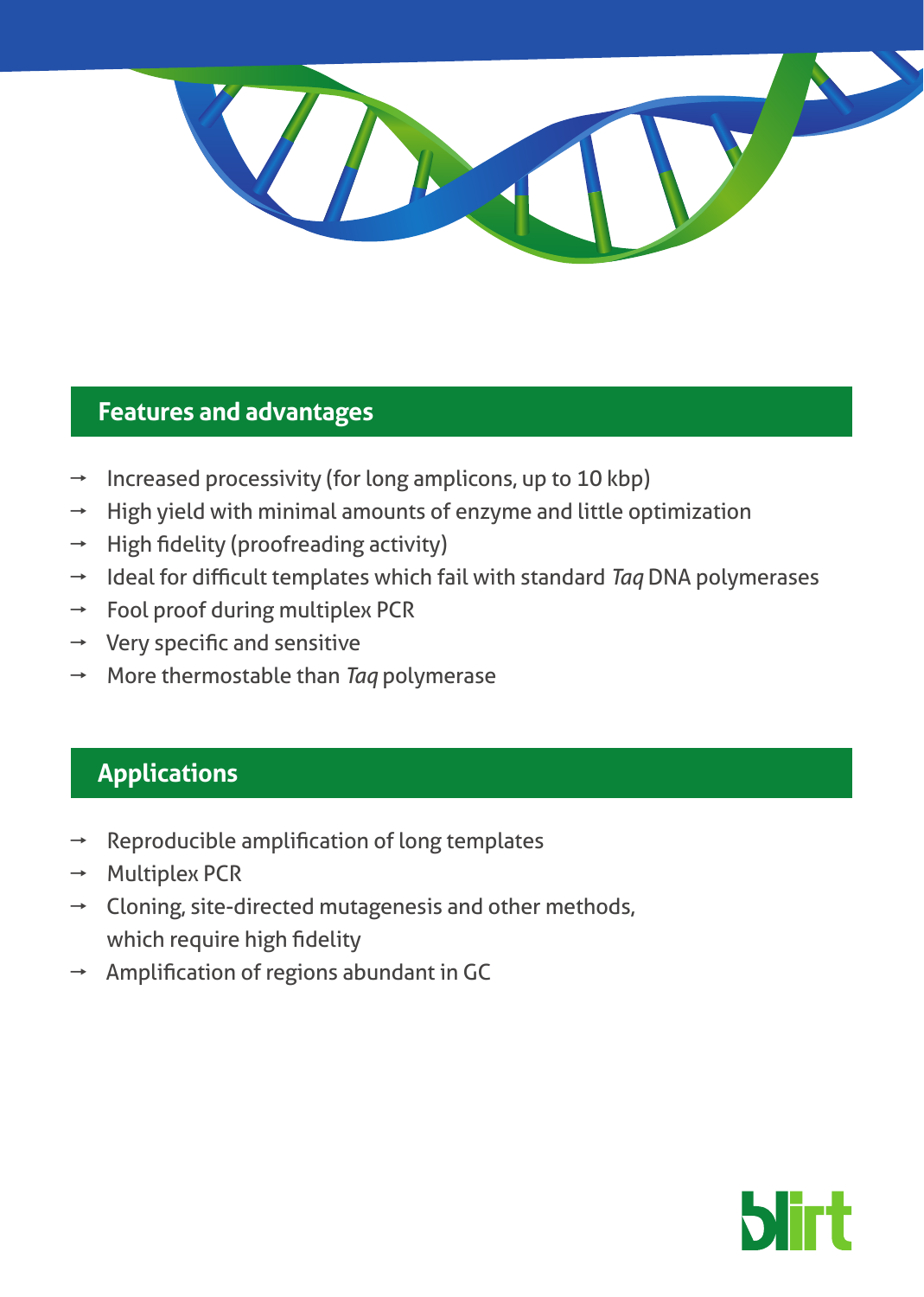## Features and advantages

- Increased processivity (for long amplicons, up to 10 kbp)
- High yield with minimal amounts of enzyme and little optimization
- High fidelity (proofreading activity)
- Ideal for difficult templates which fail with standard *Taq* DNA polymerases
- Fool proof during multiplex PCR
- Very specific and sensitive
- More thermostable than *Taq* polymerase

## Applications

- Reproducible amplification of long templates
- Multiplex PCR
- Cloning, site-directed mutagenesis and other methods, which require high fidelity
- Amplification of regions abundant in GC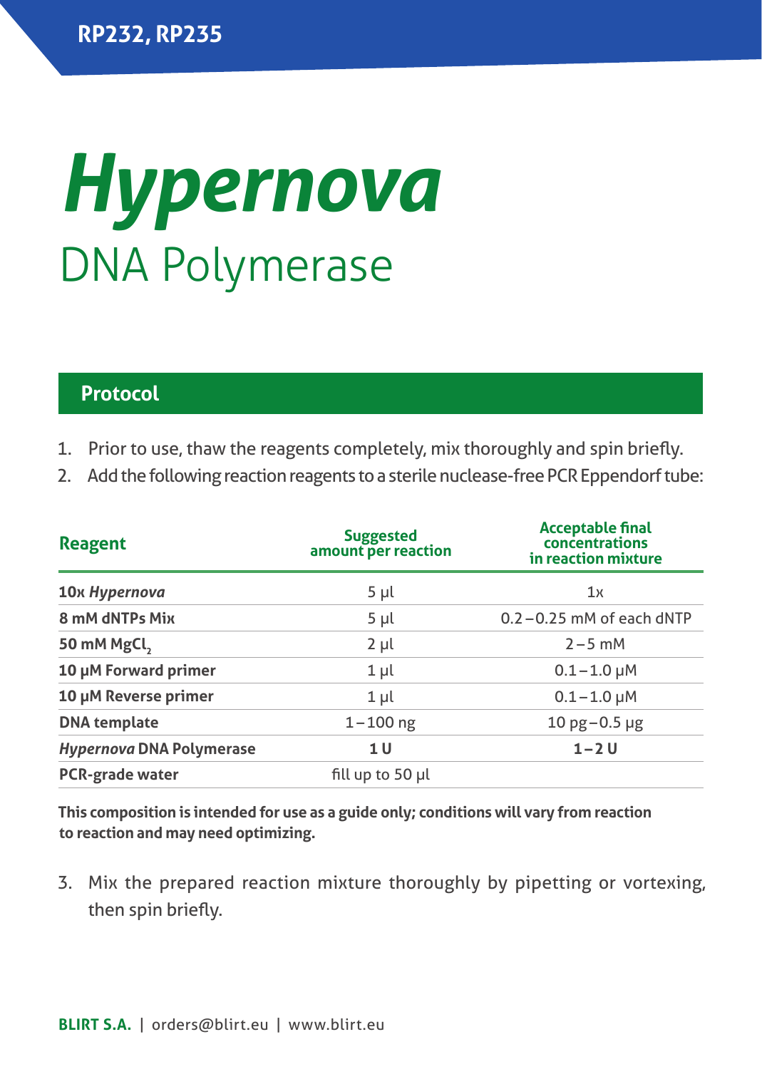RP232, RP235

# *Hypernova*

## DNA Polymerase

### Protocol

1. Prior to use, thaw the reagents completely, mix thoroughly and spin briefly.
2. Add the following reaction reagents to a sterile nuclease-free PCR Eppendorf tube:

| Reagent | Suggested amount per reaction | Acceptable final concentrations in reaction mixture |
|---|---|---|
| **10x *Hypernova*** | 5 µl | 1x |
| **8 mM dNTPs Mix** | 5 µl | 0.2 – 0.25 mM of each dNTP |
| **50 mM $MgCl_2$** | 2 µl | 2 – 5 mM |
| **10 µM Forward primer** | 1 µl | 0.1 – 1.0 µM |
| **10 µM Reverse primer** | 1 µl | 0.1 – 1.0 µM |
| **DNA template** | 1 – 100 ng | 10 pg – 0.5 µg |
| ***Hypernova* DNA Polymerase** | **1 U** | **1 – 2 U** |
| **PCR-grade water** | fill up to 50 µl | |

**This composition is intended for use as a guide only; conditions will vary from reaction to reaction and may need optimizing.**

3. Mix the prepared reaction mixture thoroughly by pipetting or vortexing, then spin briefly.

**BLIRT S.A.** | orders@blirt.eu | www.blirt.eu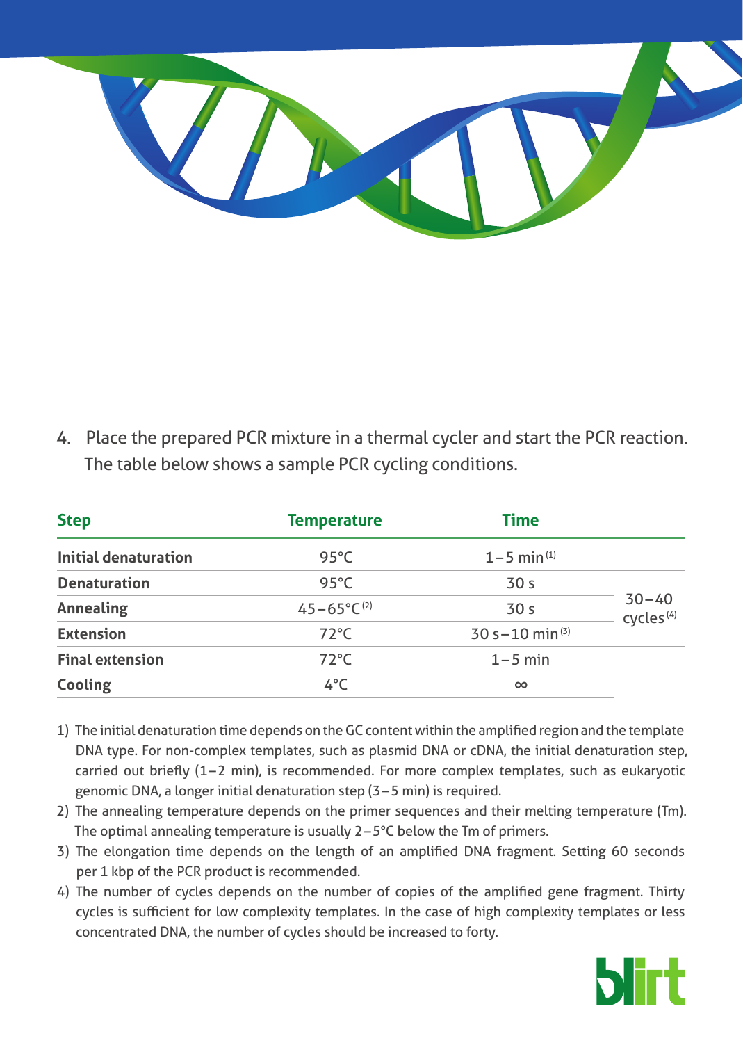4. Place the prepared PCR mixture in a thermal cycler and start the PCR reaction. The table below shows a sample PCR cycling conditions.

| Step | Temperature | Time | |
|---|---|---|---|
| **Initial denaturation** | 95°C | 1–5 min [1] | |
| **Denaturation** | 95°C | 30 s | 30–40 cycles [4] |
| **Annealing** | 45–65°C [2] | 30 s | |
| **Extension** | 72°C | 30 s–10 min [3] | |
| **Final extension** | 72°C | 1–5 min | |
| **Cooling** | 4°C | ∞ | |

1) The initial denaturation time depends on the GC content within the amplified region and the template DNA type. For non-complex templates, such as plasmid DNA or cDNA, the initial denaturation step, carried out briefly (1–2 min), is recommended. For more complex templates, such as eukaryotic genomic DNA, a longer initial denaturation step (3–5 min) is required.
2) The annealing temperature depends on the primer sequences and their melting temperature (Tm). The optimal annealing temperature is usually 2–5°C below the Tm of primers.
3) The elongation time depends on the length of an amplified DNA fragment. Setting 60 seconds per 1 kbp of the PCR product is recommended.
4) The number of cycles depends on the number of copies of the amplified gene fragment. Thirty cycles is sufficient for low complexity templates. In the case of high complexity templates or less concentrated DNA, the number of cycles should be increased to forty.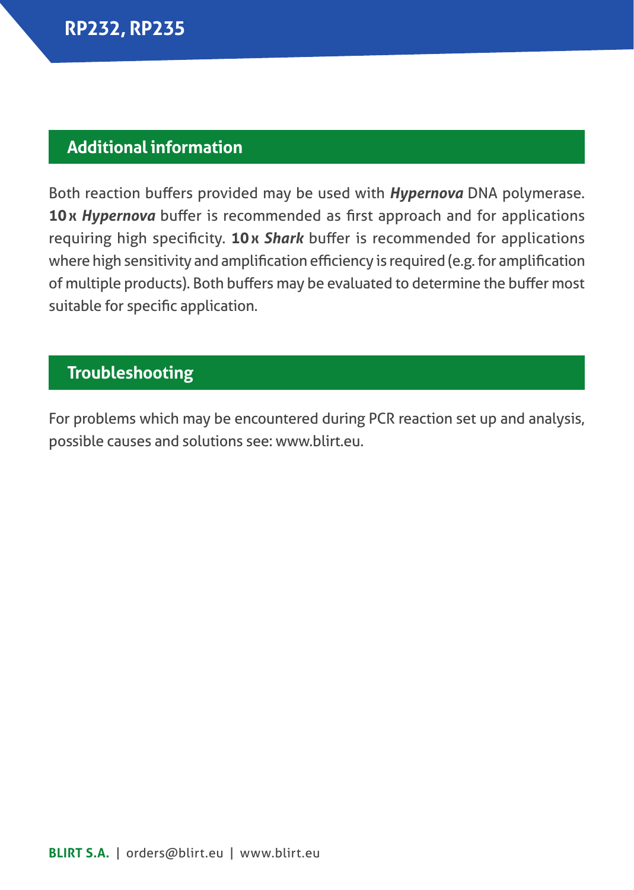## Additional information

Both reaction buffers provided may be used with ***Hypernova*** DNA polymerase. **10 x *Hypernova*** buffer is recommended as first approach and for applications requiring high specificity. **10 x *Shark*** buffer is recommended for applications where high sensitivity and amplification efficiency is required (e.g. for amplification of multiple products). Both buffers may be evaluated to determine the buffer most suitable for specific application.

## Troubleshooting

For problems which may be encountered during PCR reaction set up and analysis, possible causes and solutions see: www.blirt.eu.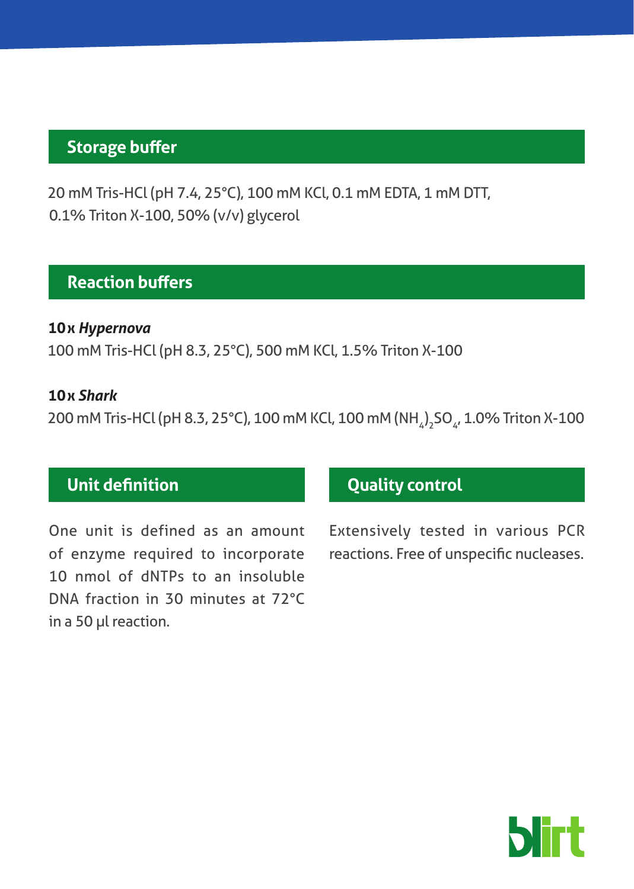## Storage buffer

20 mM Tris-HCl (pH 7.4, 25°C), 100 mM KCl, 0.1 mM EDTA, 1 mM DTT, 0.1% Triton X-100, 50% (v/v) glycerol

## Reaction buffers

**10x *Hypernova***

100 mM Tris-HCl (pH 8.3, 25°C), 500 mM KCl, 1.5% Triton X-100

**10x *Shark***

200 mM Tris-HCl (pH 8.3, 25°C), 100 mM KCl, 100 mM $(NH_4)_2SO_4$, 1.0% Triton X-100

## Unit definition

One unit is defined as an amount of enzyme required to incorporate 10 nmol of dNTPs to an insoluble DNA fraction in 30 minutes at 72°C in a 50 µl reaction.

## Quality control

Extensively tested in various PCR reactions. Free of unspecific nucleases.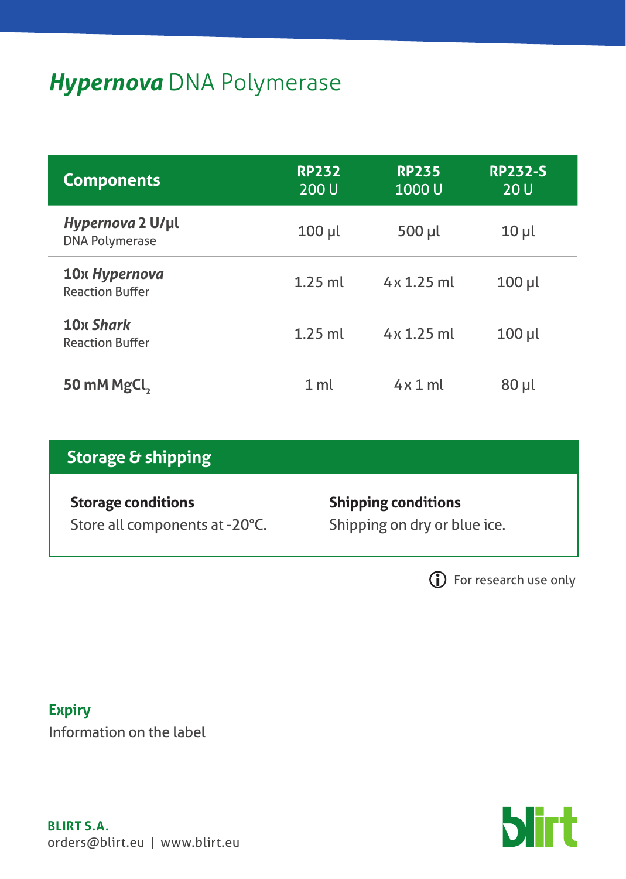# *Hypernova* DNA Polymerase

| Components | RP232<br>200 U | RP235<br>1000 U | RP232-S<br>20 U |
|---|---|---|---|
| ***Hypernova* 2 U/µl**<br>DNA Polymerase | 100 µl | 500 µl | 10 µl |
| **10x *Hypernova***<br>Reaction Buffer | 1.25 ml | 4 x 1.25 ml | 100 µl |
| **10x *Shark***<br>Reaction Buffer | 1.25 ml | 4 x 1.25 ml | 100 µl |
| **50 mM $MgCl_2$** | 1 ml | 4 x 1 ml | 80 µl |

## Storage & shipping

**Storage conditions**
Store all components at -20°C.

**Shipping conditions**
Shipping on dry or blue ice.

For research use only

**Expiry**
Information on the label

**BLIRT S.A.**
orders@blirt.eu | www.blirt.eu

blirt